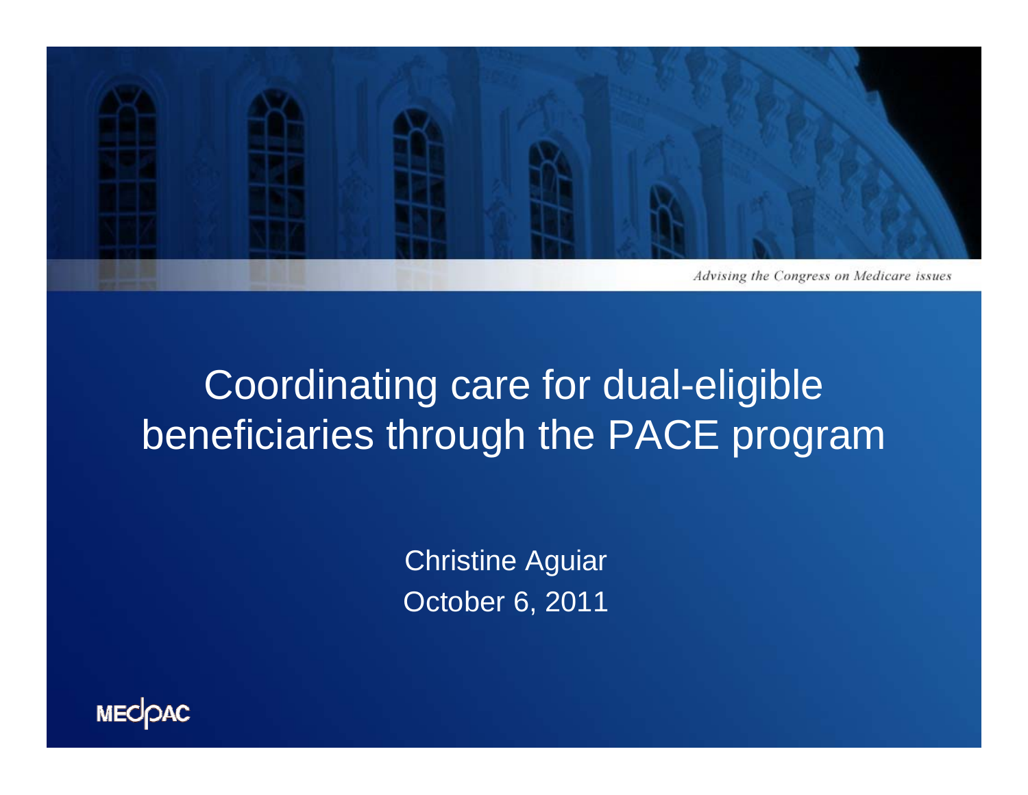*Advising the Congress on Medicare issues*

# Coordinating care for dual-eligible beneficiaries through the PACE program

Christine Aguiar

October 6, 2011

MEDPAC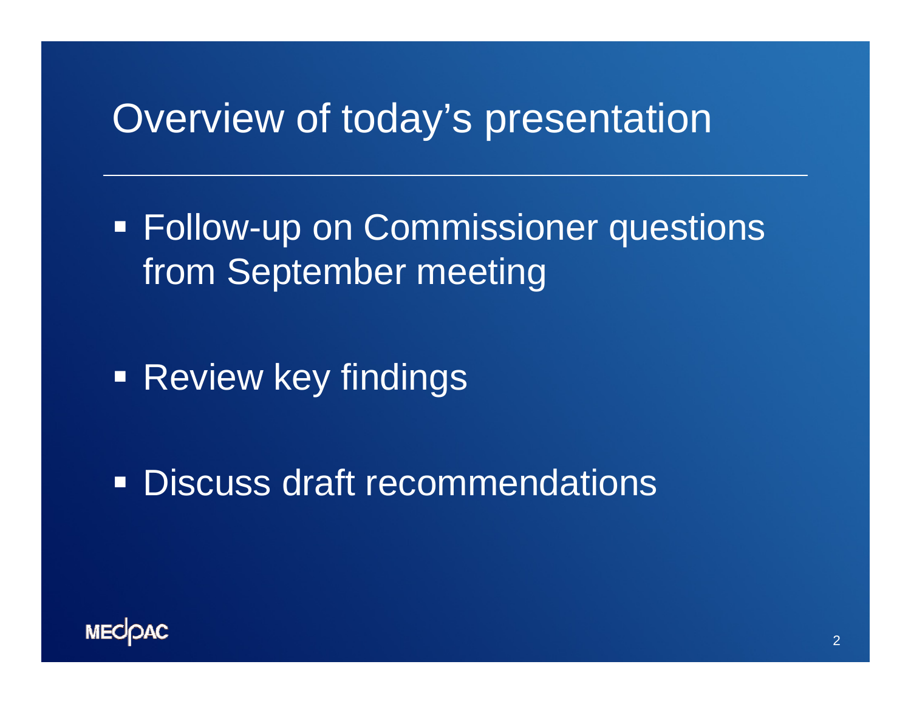# Overview of today's presentation

- Follow-up on Commissioner questions from September meeting
- Review key findings
- Discuss draft recommendations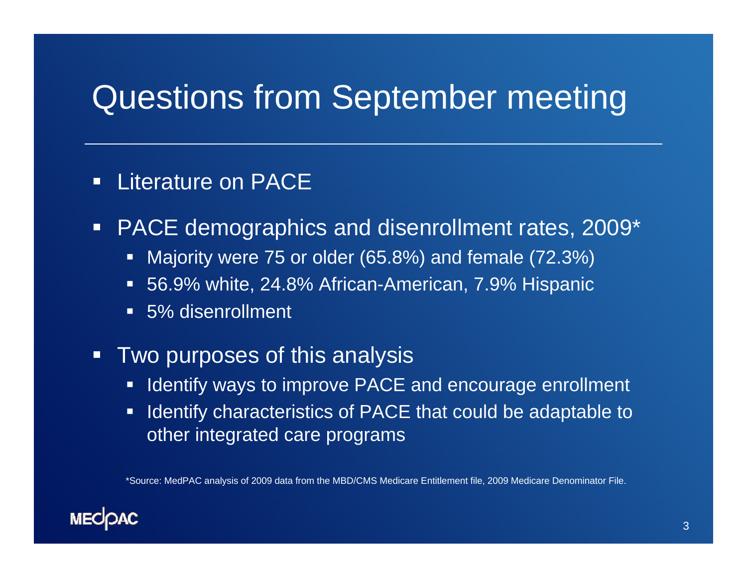# Questions from September meeting

- Literature on PACE
- PACE demographics and disenrollment rates, 2009*
  - Majority were 75 or older (65.8%) and female (72.3%)
  - 56.9% white, 24.8% African-American, 7.9% Hispanic
  - 5% disenrollment
- Two purposes of this analysis
  - Identify ways to improve PACE and encourage enrollment
  - Identify characteristics of PACE that could be adaptable to other integrated care programs

*Source: MedPAC analysis of 2009 data from the MBD/CMS Medicare Entitlement file, 2009 Medicare Denominator File.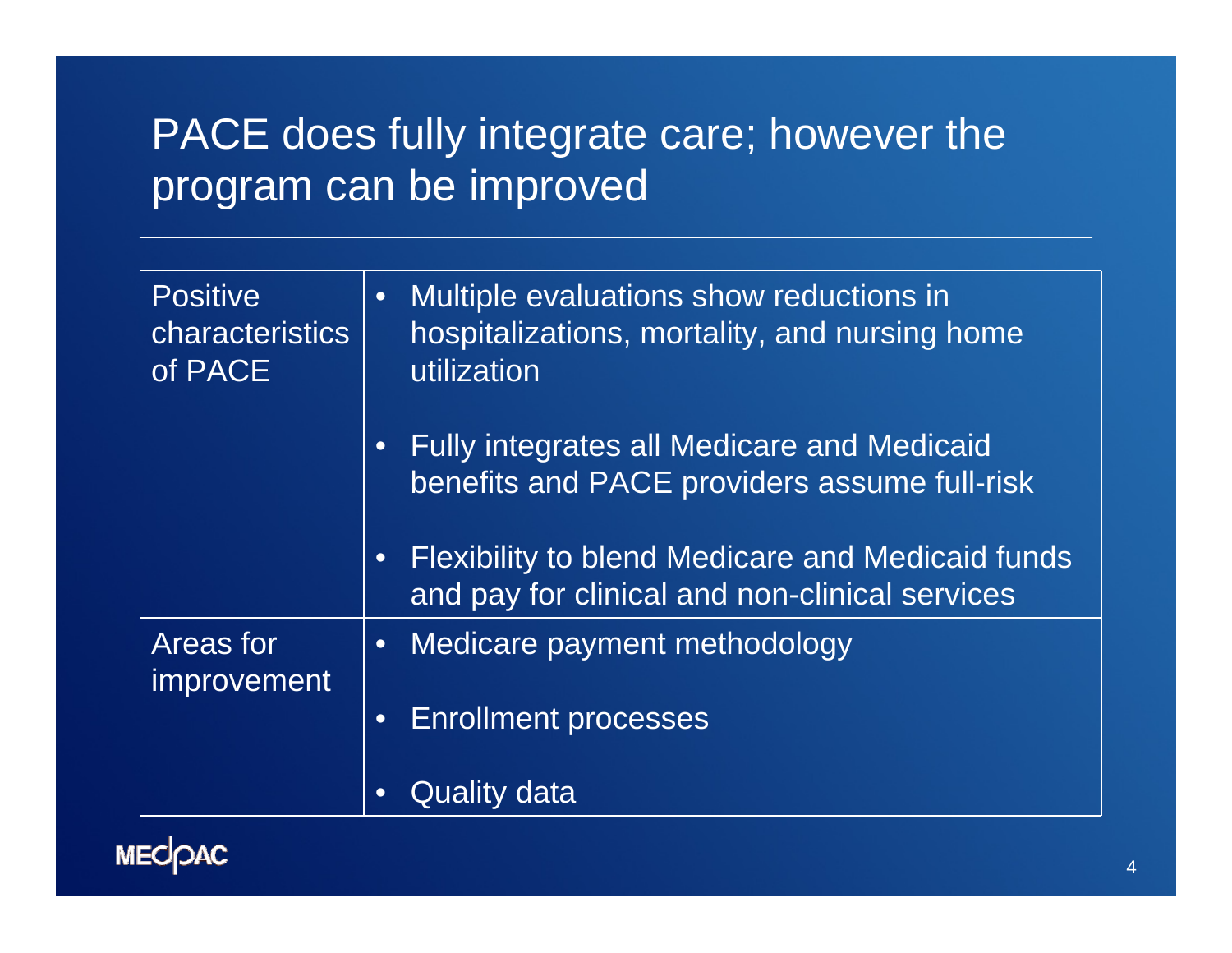# PACE does fully integrate care; however the program can be improved

| | |
|---|---|
| Positive characteristics of PACE | • Multiple evaluations show reductions in hospitalizations, mortality, and nursing home utilization<br>• Fully integrates all Medicare and Medicaid benefits and PACE providers assume full-risk<br>• Flexibility to blend Medicare and Medicaid funds and pay for clinical and non-clinical services |
| Areas for improvement | • Medicare payment methodology<br>• Enrollment processes<br>• Quality data |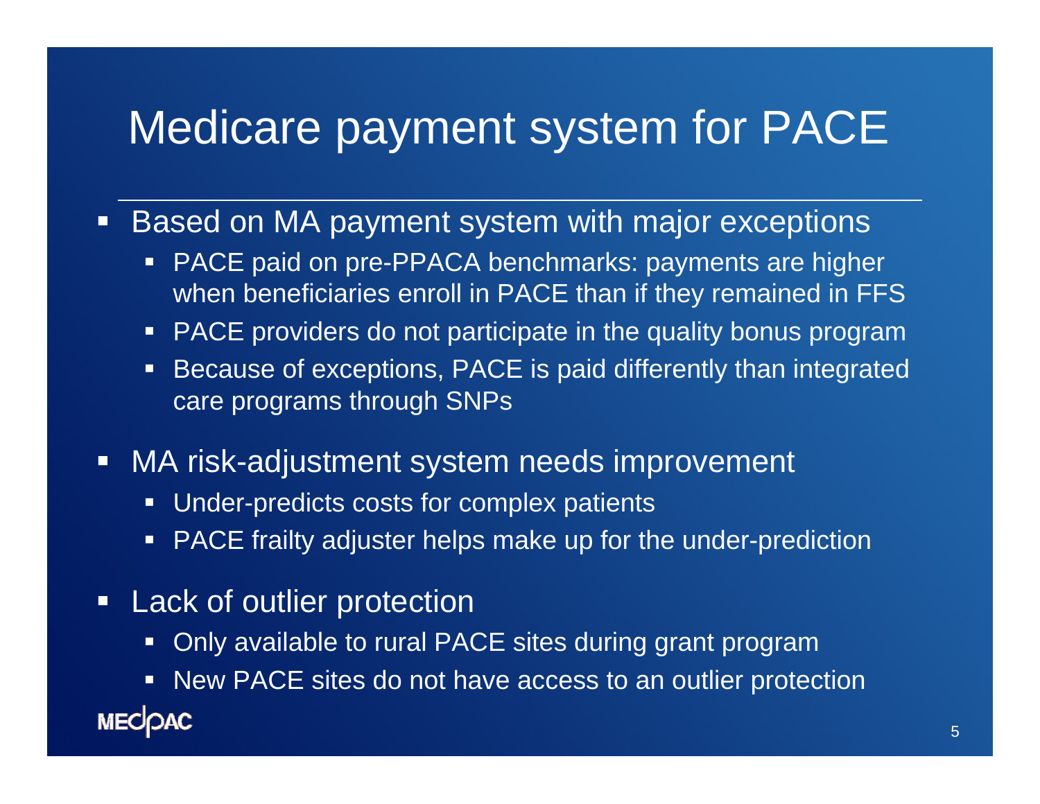# Medicare payment system for PACE

- Based on MA payment system with major exceptions
  - PACE paid on pre-PPACA benchmarks: payments are higher when beneficiaries enroll in PACE than if they remained in FFS
  - PACE providers do not participate in the quality bonus program
  - Because of exceptions, PACE is paid differently than integrated care programs through SNPs
- MA risk-adjustment system needs improvement
  - Under-predicts costs for complex patients
  - PACE frailty adjuster helps make up for the under-prediction
- Lack of outlier protection
  - Only available to rural PACE sites during grant program
  - New PACE sites do not have access to an outlier protection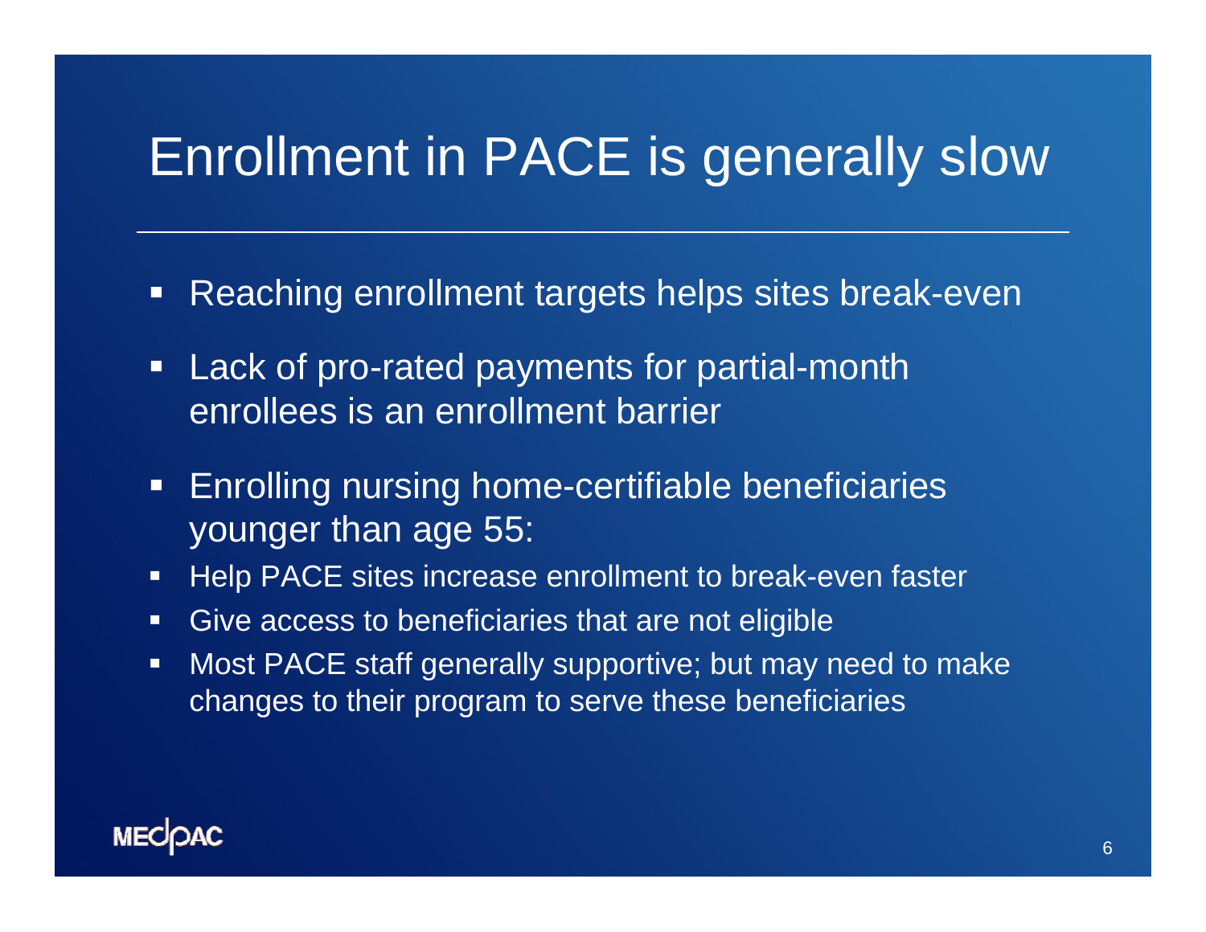# Enrollment in PACE is generally slow

- Reaching enrollment targets helps sites break-even
- Lack of pro-rated payments for partial-month enrollees is an enrollment barrier
- Enrolling nursing home-certifiable beneficiaries younger than age 55:
- Help PACE sites increase enrollment to break-even faster
- Give access to beneficiaries that are not eligible
- Most PACE staff generally supportive; but may need to make changes to their program to serve these beneficiaries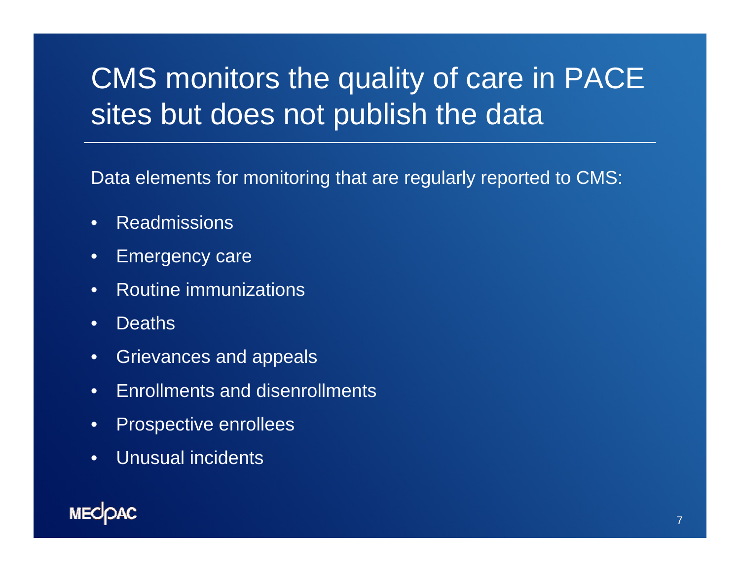# CMS monitors the quality of care in PACE sites but does not publish the data

Data elements for monitoring that are regularly reported to CMS:

- Readmissions
- Emergency care
- Routine immunizations
- Deaths
- Grievances and appeals
- Enrollments and disenrollments
- Prospective enrollees
- Unusual incidents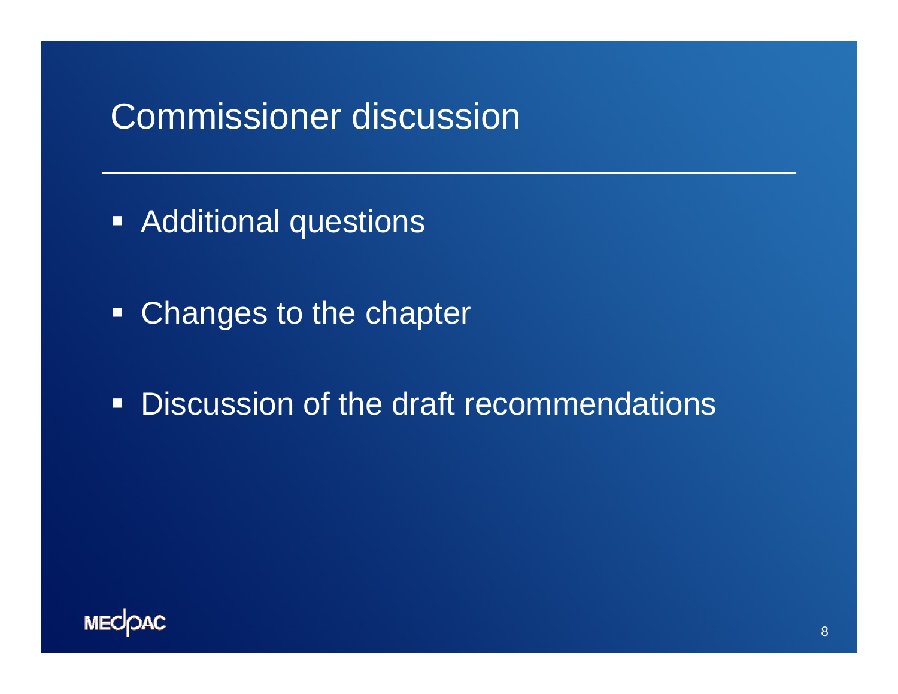# Commissioner discussion

- Additional questions
- Changes to the chapter
- Discussion of the draft recommendations